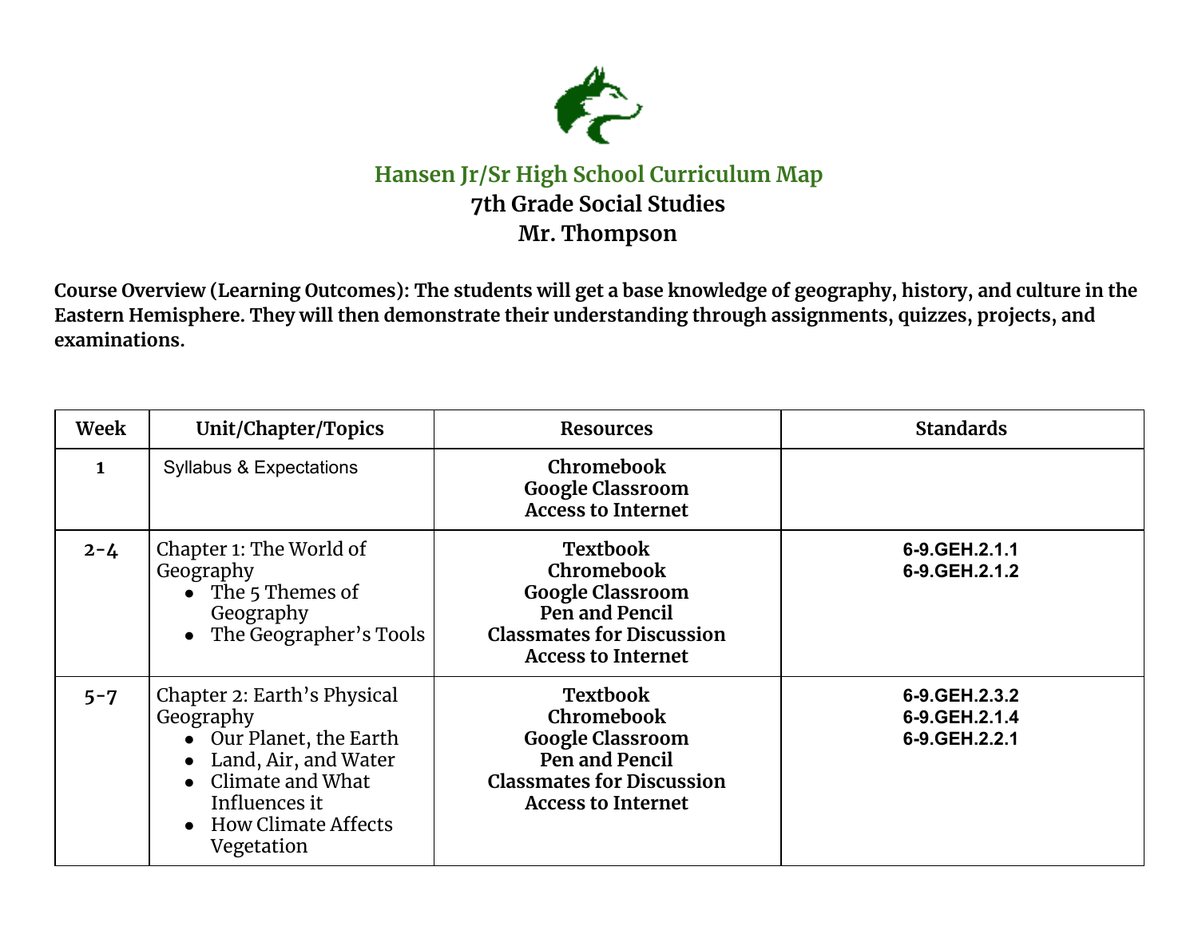# Hansen Jr/Sr High School Curriculum Map

## 7th Grade Social Studies

## Mr. Thompson

**Course Overview (Learning Outcomes): The students will get a base knowledge of geography, history, and culture in the Eastern Hemisphere. They will then demonstrate their understanding through assignments, quizzes, projects, and examinations.**

| Week | Unit/Chapter/Topics | Resources | Standards |
|---|---|---|---|
| **1** | Syllabus & Expectations | **Chromebook**<br>**Google Classroom**<br>**Access to Internet** | |
| **2-4** | Chapter 1: The World of Geography<br>• The 5 Themes of Geography<br>• The Geographer's Tools | **Textbook**<br>**Chromebook**<br>**Google Classroom**<br>**Pen and Pencil**<br>**Classmates for Discussion**<br>**Access to Internet** | **6-9.GEH.2.1.1**<br>**6-9.GEH.2.1.2** |
| **5-7** | Chapter 2: Earth's Physical Geography<br>• Our Planet, the Earth<br>• Land, Air, and Water<br>• Climate and What Influences it<br>• How Climate Affects Vegetation | **Textbook**<br>**Chromebook**<br>**Google Classroom**<br>**Pen and Pencil**<br>**Classmates for Discussion**<br>**Access to Internet** | **6-9.GEH.2.3.2**<br>**6-9.GEH.2.1.4**<br>**6-9.GEH.2.2.1** |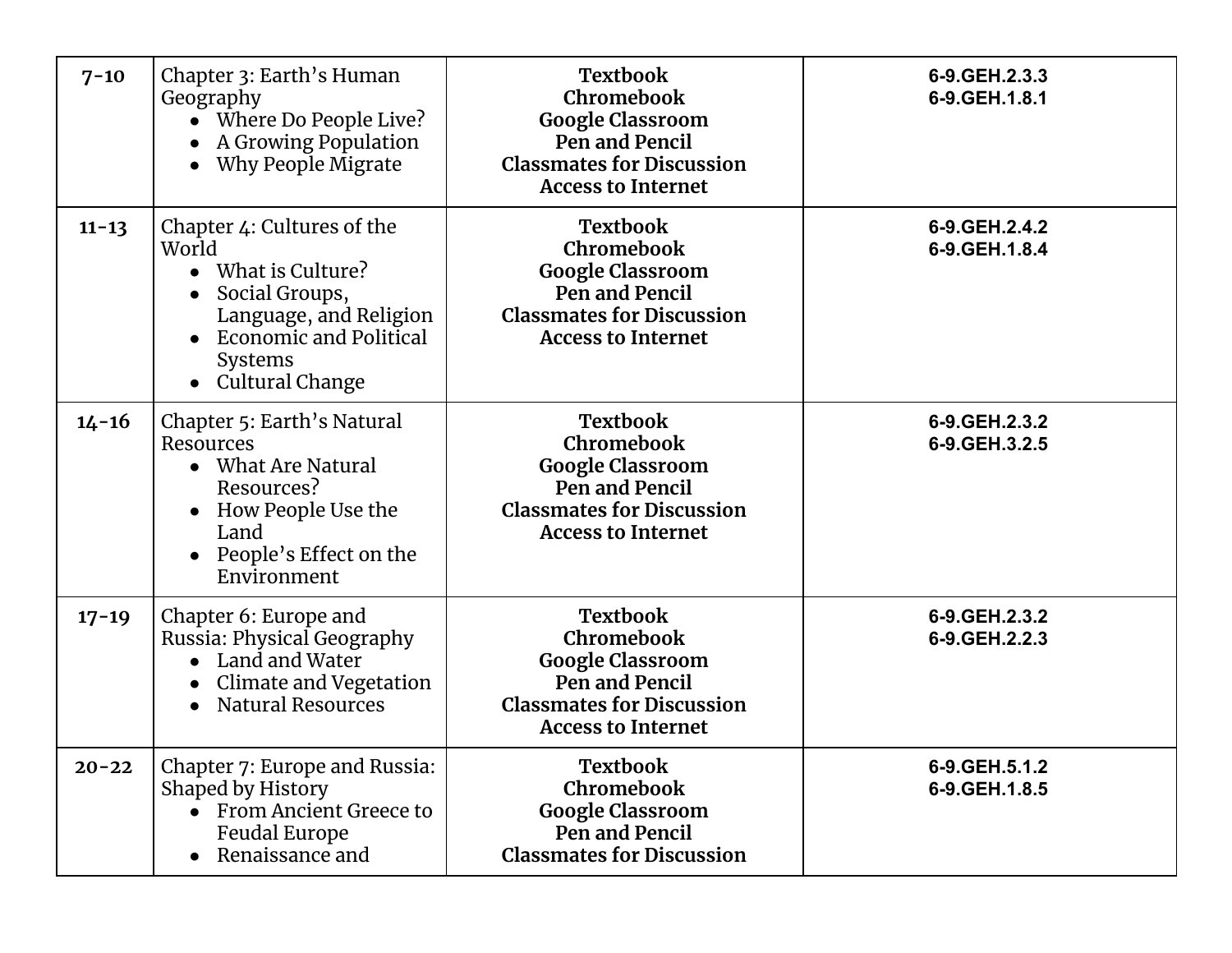| | | | |
|---|---|---|---|
| **7-10** | Chapter 3: Earth's Human Geography<br>• Where Do People Live?<br>• A Growing Population<br>• Why People Migrate | **Textbook**<br>**Chromebook**<br>**Google Classroom**<br>**Pen and Pencil**<br>**Classmates for Discussion**<br>**Access to Internet** | **6-9.GEH.2.3.3**<br>**6-9.GEH.1.8.1** |
| **11-13** | Chapter 4: Cultures of the World<br>• What is Culture?<br>• Social Groups, Language, and Religion<br>• Economic and Political Systems<br>• Cultural Change | **Textbook**<br>**Chromebook**<br>**Google Classroom**<br>**Pen and Pencil**<br>**Classmates for Discussion**<br>**Access to Internet** | **6-9.GEH.2.4.2**<br>**6-9.GEH.1.8.4** |
| **14-16** | Chapter 5: Earth's Natural Resources<br>• What Are Natural Resources?<br>• How People Use the Land<br>• People's Effect on the Environment | **Textbook**<br>**Chromebook**<br>**Google Classroom**<br>**Pen and Pencil**<br>**Classmates for Discussion**<br>**Access to Internet** | **6-9.GEH.2.3.2**<br>**6-9.GEH.3.2.5** |
| **17-19** | Chapter 6: Europe and Russia: Physical Geography<br>• Land and Water<br>• Climate and Vegetation<br>• Natural Resources | **Textbook**<br>**Chromebook**<br>**Google Classroom**<br>**Pen and Pencil**<br>**Classmates for Discussion**<br>**Access to Internet** | **6-9.GEH.2.3.2**<br>**6-9.GEH.2.2.3** |
| **20-22** | Chapter 7: Europe and Russia: Shaped by History<br>• From Ancient Greece to Feudal Europe<br>• Renaissance and | **Textbook**<br>**Chromebook**<br>**Google Classroom**<br>**Pen and Pencil**<br>**Classmates for Discussion** | **6-9.GEH.5.1.2**<br>**6-9.GEH.1.8.5** |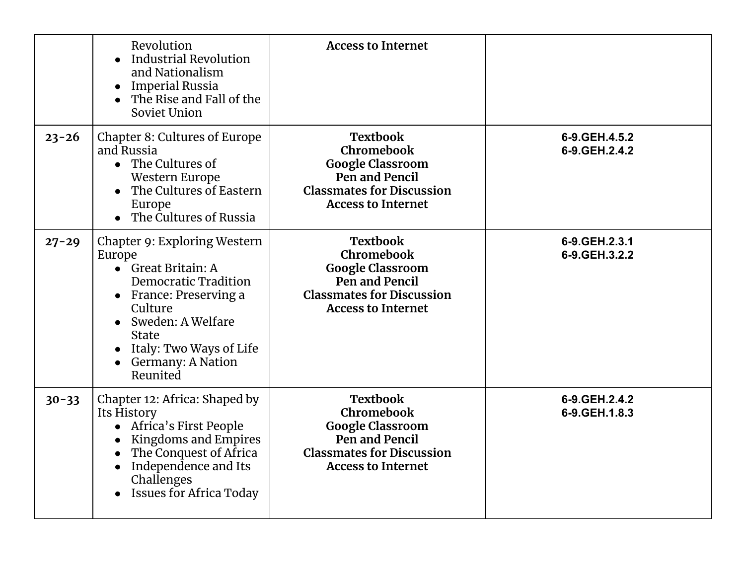| | | | |
|---|---|---|---|
| | Revolution<br>• Industrial Revolution and Nationalism<br>• Imperial Russia<br>• The Rise and Fall of the Soviet Union | **Access to Internet** | |
| **23-26** | Chapter 8: Cultures of Europe and Russia<br>• The Cultures of Western Europe<br>• The Cultures of Eastern Europe<br>• The Cultures of Russia | **Textbook**<br>**Chromebook**<br>**Google Classroom**<br>**Pen and Pencil**<br>**Classmates for Discussion**<br>**Access to Internet** | **6-9.GEH.4.5.2**<br>**6-9.GEH.2.4.2** |
| **27-29** | Chapter 9: Exploring Western Europe<br>• Great Britain: A Democratic Tradition<br>• France: Preserving a Culture<br>• Sweden: A Welfare State<br>• Italy: Two Ways of Life<br>• Germany: A Nation Reunited | **Textbook**<br>**Chromebook**<br>**Google Classroom**<br>**Pen and Pencil**<br>**Classmates for Discussion**<br>**Access to Internet** | **6-9.GEH.2.3.1**<br>**6-9.GEH.3.2.2** |
| **30-33** | Chapter 12: Africa: Shaped by Its History<br>• Africa's First People<br>• Kingdoms and Empires<br>• The Conquest of Africa<br>• Independence and Its Challenges<br>• Issues for Africa Today | **Textbook**<br>**Chromebook**<br>**Google Classroom**<br>**Pen and Pencil**<br>**Classmates for Discussion**<br>**Access to Internet** | **6-9.GEH.2.4.2**<br>**6-9.GEH.1.8.3** |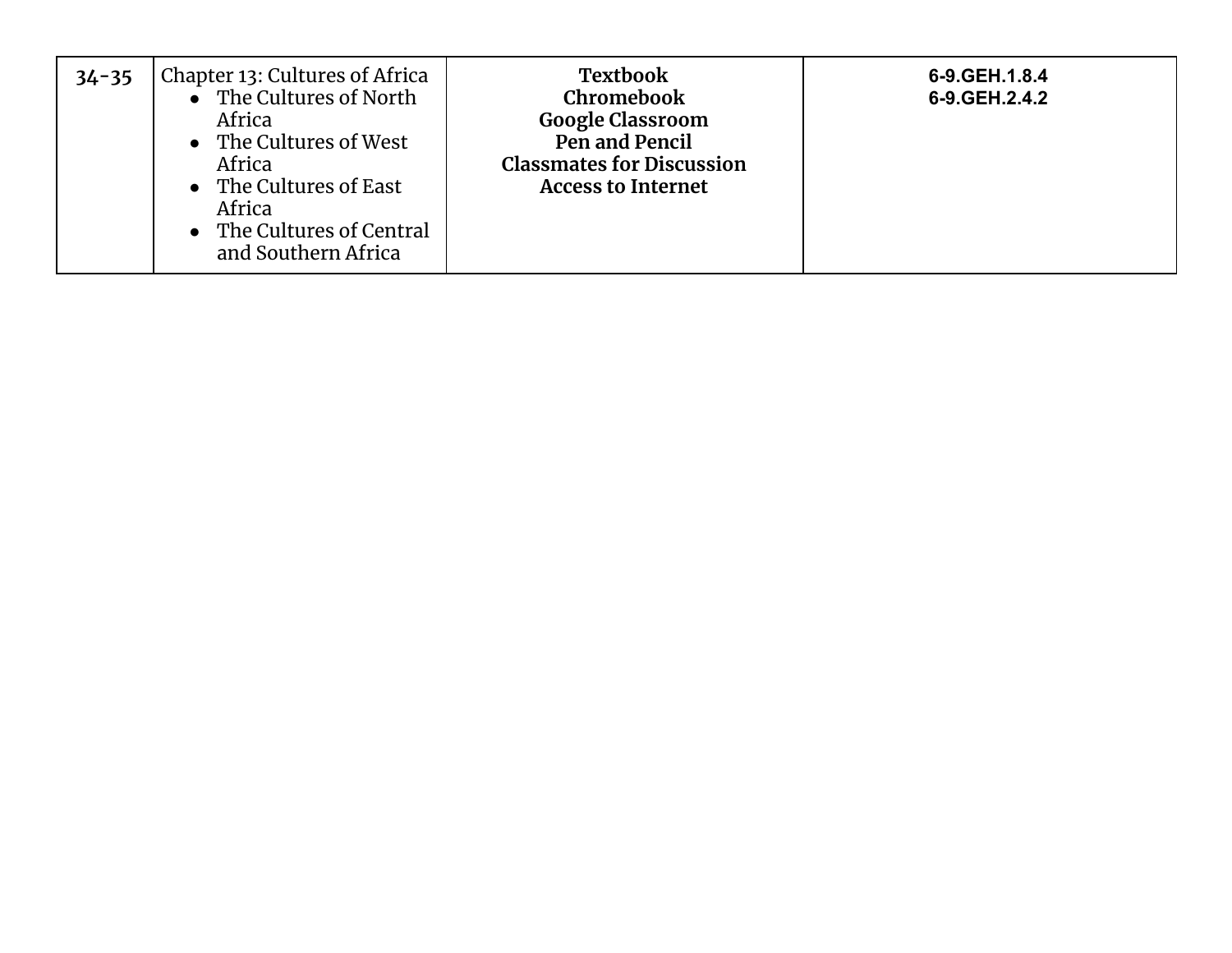| | | | |
|---|---|---|---|
| **34-35** | Chapter 13: Cultures of Africa<br>• The Cultures of North Africa<br>• The Cultures of West Africa<br>• The Cultures of East Africa<br>• The Cultures of Central and Southern Africa | **Textbook**<br>**Chromebook**<br>**Google Classroom**<br>**Pen and Pencil**<br>**Classmates for Discussion**<br>**Access to Internet** | **6-9.GEH.1.8.4**<br>**6-9.GEH.2.4.2** |